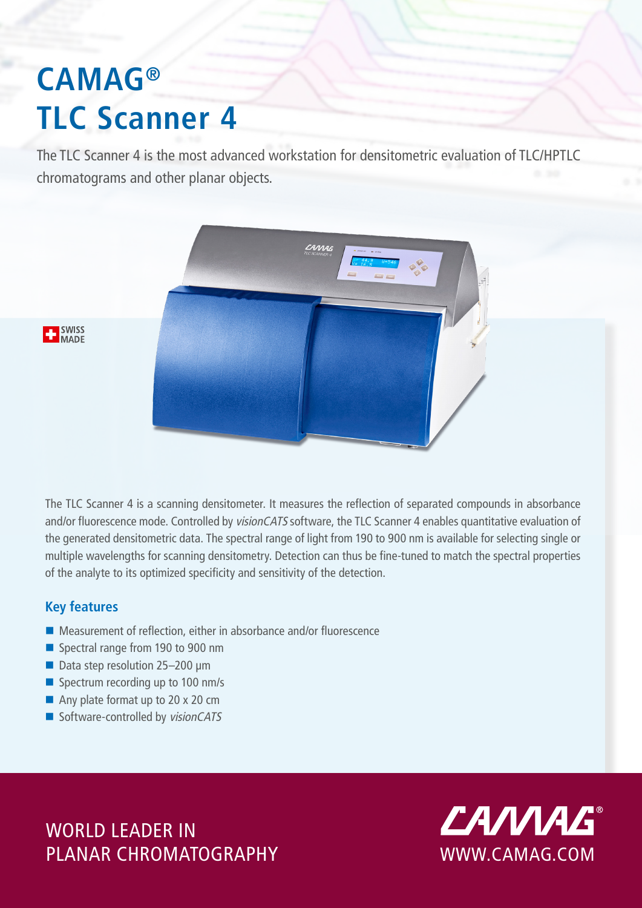# CAMAG®
# TLC Scanner 4

The TLC Scanner 4 is the most advanced workstation for densitometric evaluation of TLC/HPTLC chromatograms and other planar objects.

SWISS MADE

The TLC Scanner 4 is a scanning densitometer. It measures the reflection of separated compounds in absorbance and/or fluorescence mode. Controlled by *visionCATS* software, the TLC Scanner 4 enables quantitative evaluation of the generated densitometric data. The spectral range of light from 190 to 900 nm is available for selecting single or multiple wavelengths for scanning densitometry. Detection can thus be fine-tuned to match the spectral properties of the analyte to its optimized specificity and sensitivity of the detection.

## Key features

- Measurement of reflection, either in absorbance and/or fluorescence
- Spectral range from 190 to 900 nm
- Data step resolution 25–200 µm
- Spectrum recording up to 100 nm/s
- Any plate format up to 20 x 20 cm
- Software-controlled by *visionCATS*

WORLD LEADER IN
PLANAR CHROMATOGRAPHY

CAMAG®
WWW.CAMAG.COM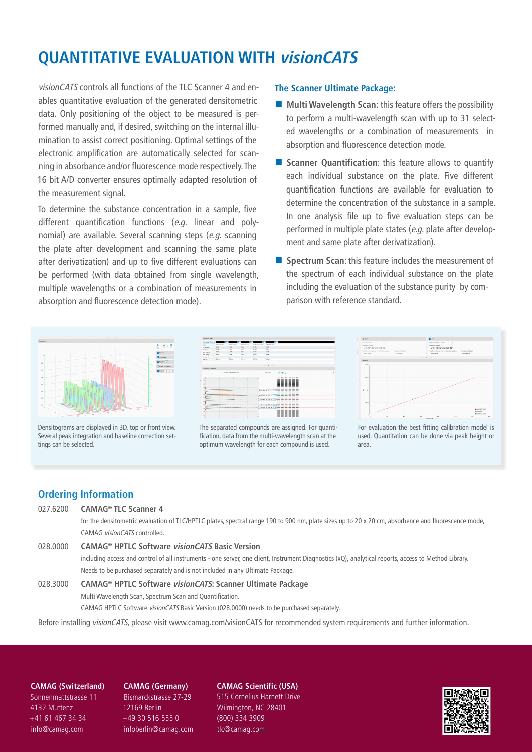# QUANTITATIVE EVALUATION WITH *visionCATS*

*visionCATS* controls all functions of the TLC Scanner 4 and enables quantitative evaluation of the generated densitometric data. Only positioning of the object to be measured is performed manually and, if desired, switching on the internal illumination to assist correct positioning. Optimal settings of the electronic amplification are automatically selected for scanning in absorbance and/or fluorescence mode respectively. The 16 bit A/D converter ensures optimally adapted resolution of the measurement signal.

To determine the substance concentration in a sample, five different quantification functions (*e.g.* linear and polynomial) are available. Several scanning steps (*e.g.* scanning the plate after development and scanning the same plate after derivatization) and up to five different evaluations can be performed (with data obtained from single wavelength, multiple wavelengths or a combination of measurements in absorption and fluorescence detection mode).

### The Scanner Ultimate Package:

- **Multi Wavelength Scan:** this feature offers the possibility to perform a multi-wavelength scan with up to 31 selected wavelengths or a combination of measurements in absorption and fluorescence detection mode.
- **Scanner Quantification**: this feature allows to quantify each individual substance on the plate. Five different quantification functions are available for evaluation to determine the concentration of the substance in a sample. In one analysis file up to five evaluation steps can be performed in multiple plate states (*e.g.* plate after development and same plate after derivatization).
- **Spectrum Scan**: this feature includes the measurement of the spectrum of each individual substance on the plate including the evaluation of the substance purity by comparison with reference standard.

Densitograms are displayed in 3D, top or front view. Several peak integration and baseline correction settings can be selected.

The separated compounds are assigned. For quantification, data from the multi-wavelength scan at the optimum wavelength for each compound is used.

For evaluation the best fitting calibration model is used. Quantitation can be done via peak height or area.

## Ordering Information

**027.6200 CAMAG® TLC Scanner 4**
for the densitometric evaluation of TLC/HPTLC plates, spectral range 190 to 900 nm, plate sizes up to 20 x 20 cm, absorbence and fluorescence mode, CAMAG *visionCATS* controlled.

**028.0000 CAMAG® HPTLC Software *visionCATS* Basic Version**
including access and control of all instruments - one server, one client, Instrument Diagnostics (xQ), analytical reports, access to Method Library. Needs to be purchased separately and is not included in any Ultimate Package.

**028.3000 CAMAG® HPTLC Software *visionCATS*: Scanner Ultimate Package**
Multi Wavelength Scan, Spectrum Scan and Quantification.
CAMAG HPTLC Software *visionCATS* Basic Version (028.0000) needs to be purchased separately.

Before installing *visionCATS*, please visit www.camag.com/visionCATS for recommended system requirements and further information.

**CAMAG (Switzerland)**
Sonnenmattstrasse 11
4132 Muttenz
+41 61 467 34 34
info@camag.com

**CAMAG (Germany)**
Bismarckstrasse 27-29
12169 Berlin
+49 30 516 555 0
infoberlin@camag.com

**CAMAG Scientific (USA)**
515 Cornelius Harnett Drive
Wilmington, NC 28401
(800) 334 3909
tlc@camag.com